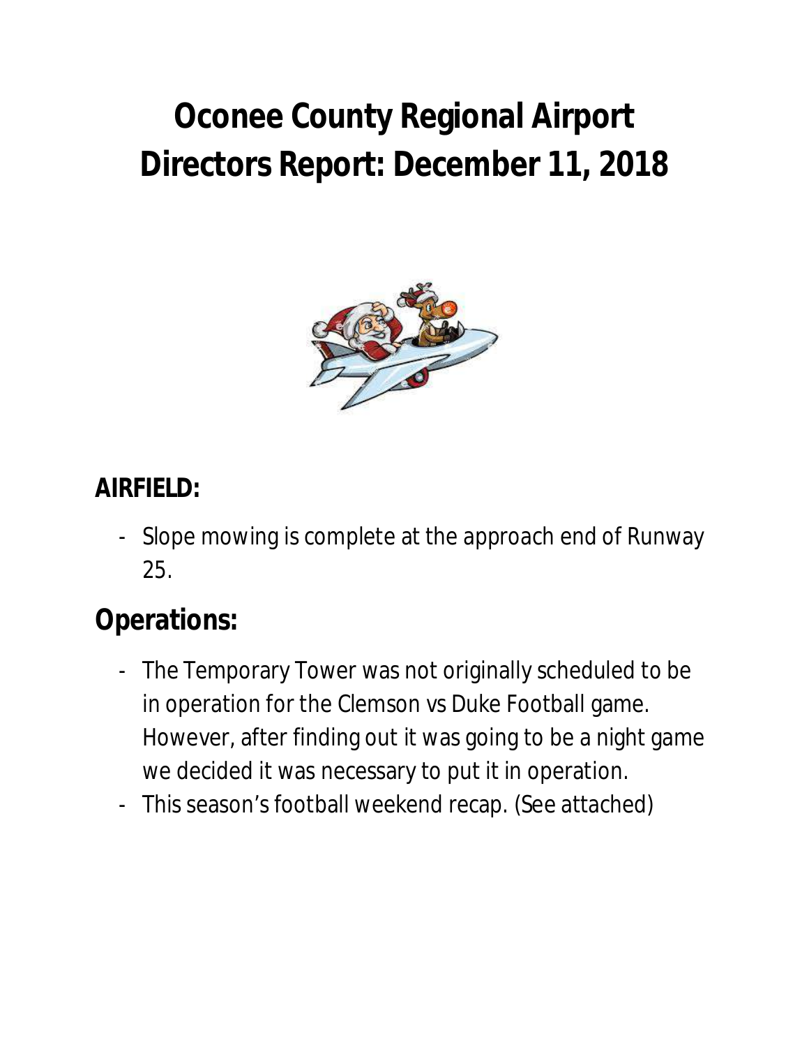# Oconee County Regional Airport
# Directors Report: December 11, 2018

## AIRFIELD:

- Slope mowing is complete at the approach end of Runway 25.

## Operations:

- The Temporary Tower was not originally scheduled to be in operation for the Clemson vs Duke Football game. However, after finding out it was going to be a night game we decided it was necessary to put it in operation.
- This season's football weekend recap. (See attached)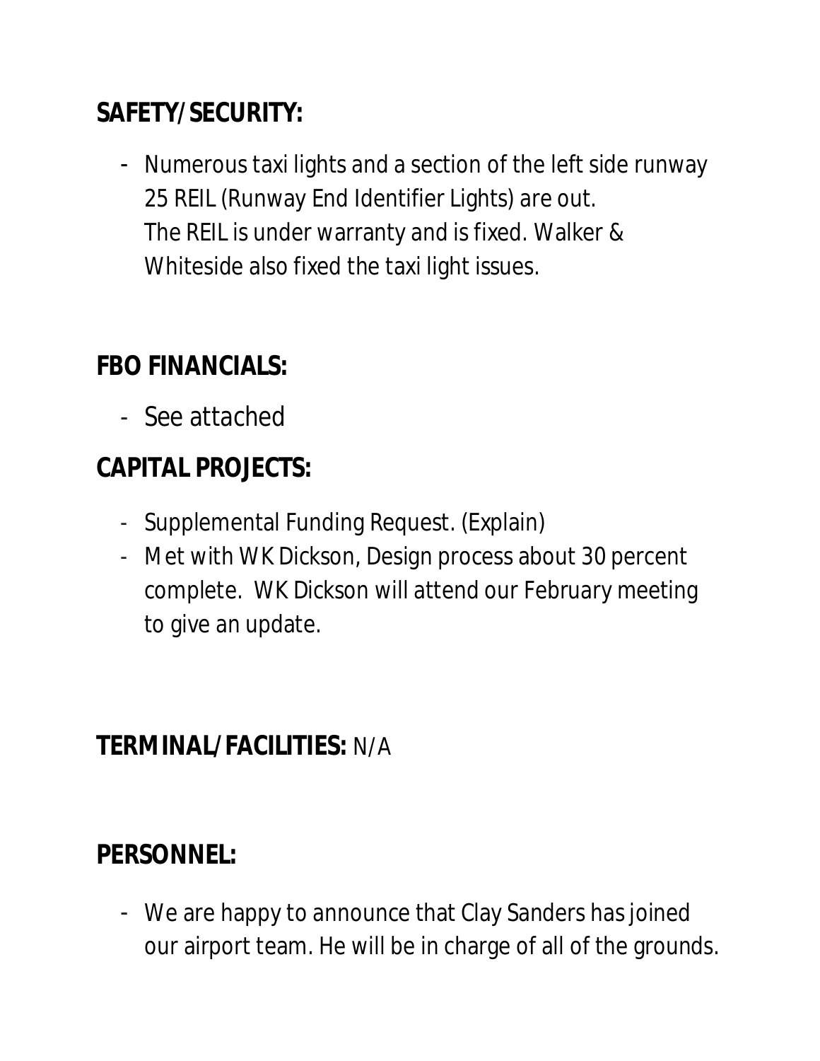**SAFETY/SECURITY:**

- Numerous taxi lights and a section of the left side runway 25 REIL (Runway End Identifier Lights) are out. The REIL is under warranty and is fixed. Walker & Whiteside also fixed the taxi light issues.

**FBO FINANCIALS:**

- See attached

**CAPITAL PROJECTS:**

- Supplemental Funding Request. (Explain)
- Met with WK Dickson, Design process about 30 percent complete. WK Dickson will attend our February meeting to give an update.

**TERMINAL/FACILITIES:** N/A

**PERSONNEL:**

- We are happy to announce that Clay Sanders has joined our airport team. He will be in charge of all of the grounds.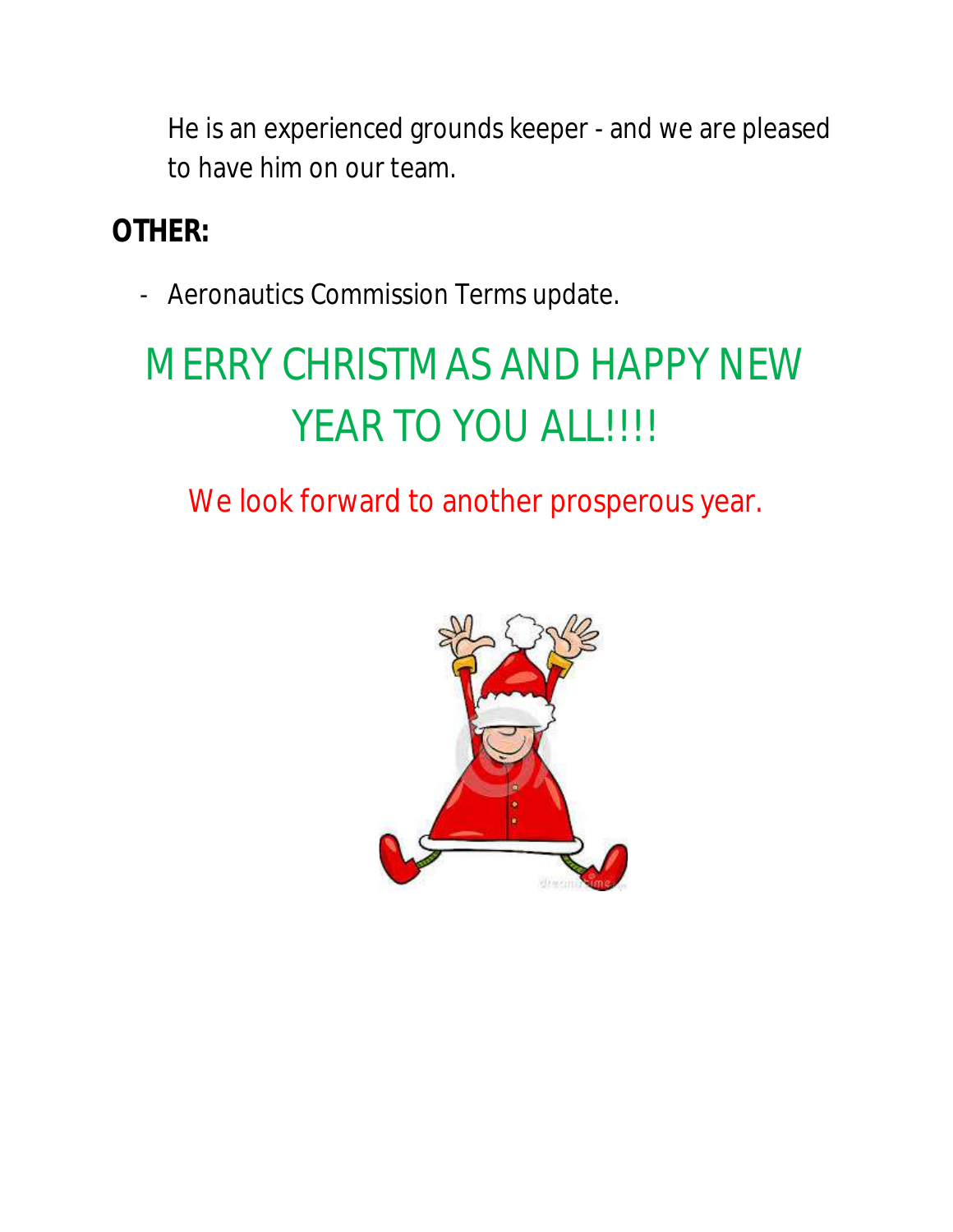He is an experienced grounds keeper - and we are pleased to have him on our team.

**OTHER:**

- Aeronautics Commission Terms update.

MERRY CHRISTMAS AND HAPPY NEW YEAR TO YOU ALL!!!!

We look forward to another prosperous year.